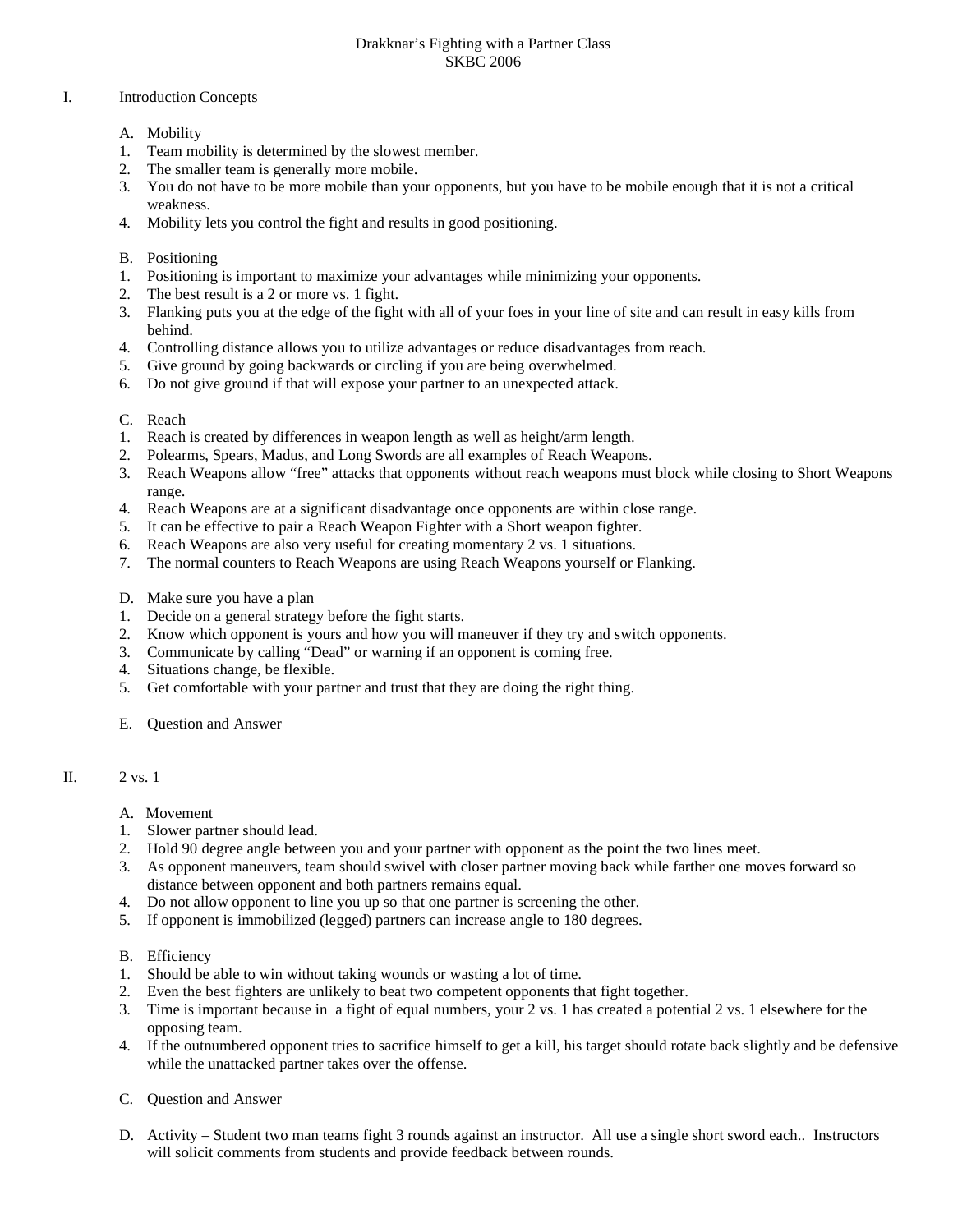# Drakknar's Fighting with a Partner Class
SKBC 2006

## I. Introduction Concepts

### A. Mobility

1. Team mobility is determined by the slowest member.
2. The smaller team is generally more mobile.
3. You do not have to be more mobile than your opponents, but you have to be mobile enough that it is not a critical weakness.
4. Mobility lets you control the fight and results in good positioning.

### B. Positioning

1. Positioning is important to maximize your advantages while minimizing your opponents.
2. The best result is a 2 or more vs. 1 fight.
3. Flanking puts you at the edge of the fight with all of your foes in your line of site and can result in easy kills from behind.
4. Controlling distance allows you to utilize advantages or reduce disadvantages from reach.
5. Give ground by going backwards or circling if you are being overwhelmed.
6. Do not give ground if that will expose your partner to an unexpected attack.

### C. Reach

1. Reach is created by differences in weapon length as well as height/arm length.
2. Polearms, Spears, Madus, and Long Swords are all examples of Reach Weapons.
3. Reach Weapons allow "free" attacks that opponents without reach weapons must block while closing to Short Weapons range.
4. Reach Weapons are at a significant disadvantage once opponents are within close range.
5. It can be effective to pair a Reach Weapon Fighter with a Short weapon fighter.
6. Reach Weapons are also very useful for creating momentary 2 vs. 1 situations.
7. The normal counters to Reach Weapons are using Reach Weapons yourself or Flanking.

### D. Make sure you have a plan

1. Decide on a general strategy before the fight starts.
2. Know which opponent is yours and how you will maneuver if they try and switch opponents.
3. Communicate by calling "Dead" or warning if an opponent is coming free.
4. Situations change, be flexible.
5. Get comfortable with your partner and trust that they are doing the right thing.

### E. Question and Answer

## II. 2 vs. 1

### A. Movement

1. Slower partner should lead.
2. Hold 90 degree angle between you and your partner with opponent as the point the two lines meet.
3. As opponent maneuvers, team should swivel with closer partner moving back while farther one moves forward so distance between opponent and both partners remains equal.
4. Do not allow opponent to line you up so that one partner is screening the other.
5. If opponent is immobilized (legged) partners can increase angle to 180 degrees.

### B. Efficiency

1. Should be able to win without taking wounds or wasting a lot of time.
2. Even the best fighters are unlikely to beat two competent opponents that fight together.
3. Time is important because in a fight of equal numbers, your 2 vs. 1 has created a potential 2 vs. 1 elsewhere for the opposing team.
4. If the outnumbered opponent tries to sacrifice himself to get a kill, his target should rotate back slightly and be defensive while the unattacked partner takes over the offense.

### C. Question and Answer

### D. Activity – Student two man teams fight 3 rounds against an instructor. All use a single short sword each.. Instructors will solicit comments from students and provide feedback between rounds.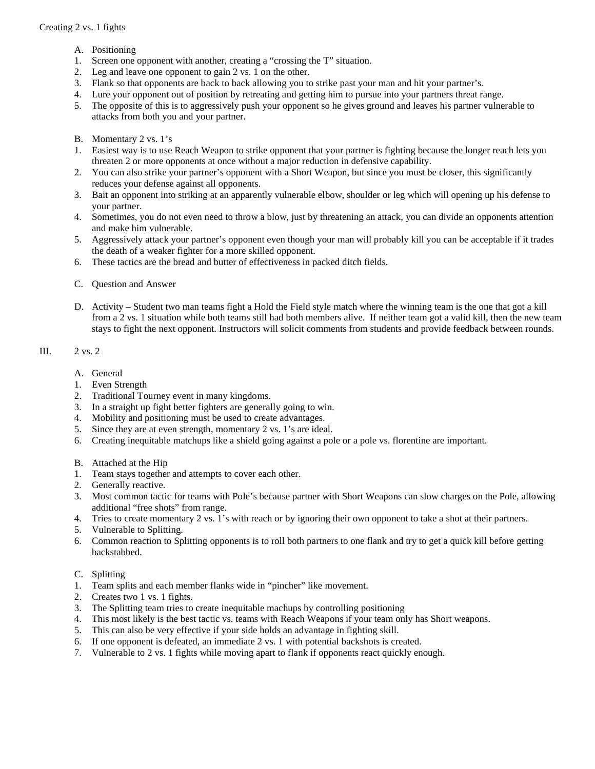Creating 2 vs. 1 fights

A. Positioning

1. Screen one opponent with another, creating a “crossing the T” situation.
2. Leg and leave one opponent to gain 2 vs. 1 on the other.
3. Flank so that opponents are back to back allowing you to strike past your man and hit your partner’s.
4. Lure your opponent out of position by retreating and getting him to pursue into your partners threat range.
5. The opposite of this is to aggressively push your opponent so he gives ground and leaves his partner vulnerable to attacks from both you and your partner.

B. Momentary 2 vs. 1’s

1. Easiest way is to use Reach Weapon to strike opponent that your partner is fighting because the longer reach lets you threaten 2 or more opponents at once without a major reduction in defensive capability.
2. You can also strike your partner’s opponent with a Short Weapon, but since you must be closer, this significantly reduces your defense against all opponents.
3. Bait an opponent into striking at an apparently vulnerable elbow, shoulder or leg which will opening up his defense to your partner.
4. Sometimes, you do not even need to throw a blow, just by threatening an attack, you can divide an opponents attention and make him vulnerable.
5. Aggressively attack your partner’s opponent even though your man will probably kill you can be acceptable if it trades the death of a weaker fighter for a more skilled opponent.
6. These tactics are the bread and butter of effectiveness in packed ditch fields.

C. Question and Answer

D. Activity – Student two man teams fight a Hold the Field style match where the winning team is the one that got a kill from a 2 vs. 1 situation while both teams still had both members alive. If neither team got a valid kill, then the new team stays to fight the next opponent. Instructors will solicit comments from students and provide feedback between rounds.

III. 2 vs. 2

A. General

1. Even Strength
2. Traditional Tourney event in many kingdoms.
3. In a straight up fight better fighters are generally going to win.
4. Mobility and positioning must be used to create advantages.
5. Since they are at even strength, momentary 2 vs. 1’s are ideal.
6. Creating inequitable matchups like a shield going against a pole or a pole vs. florentine are important.

B. Attached at the Hip

1. Team stays together and attempts to cover each other.
2. Generally reactive.
3. Most common tactic for teams with Pole’s because partner with Short Weapons can slow charges on the Pole, allowing additional “free shots” from range.
4. Tries to create momentary 2 vs. 1’s with reach or by ignoring their own opponent to take a shot at their partners.
5. Vulnerable to Splitting.
6. Common reaction to Splitting opponents is to roll both partners to one flank and try to get a quick kill before getting backstabbed.

C. Splitting

1. Team splits and each member flanks wide in “pincher” like movement.
2. Creates two 1 vs. 1 fights.
3. The Splitting team tries to create inequitable machups by controlling positioning
4. This most likely is the best tactic vs. teams with Reach Weapons if your team only has Short weapons.
5. This can also be very effective if your side holds an advantage in fighting skill.
6. If one opponent is defeated, an immediate 2 vs. 1 with potential backshots is created.
7. Vulnerable to 2 vs. 1 fights while moving apart to flank if opponents react quickly enough.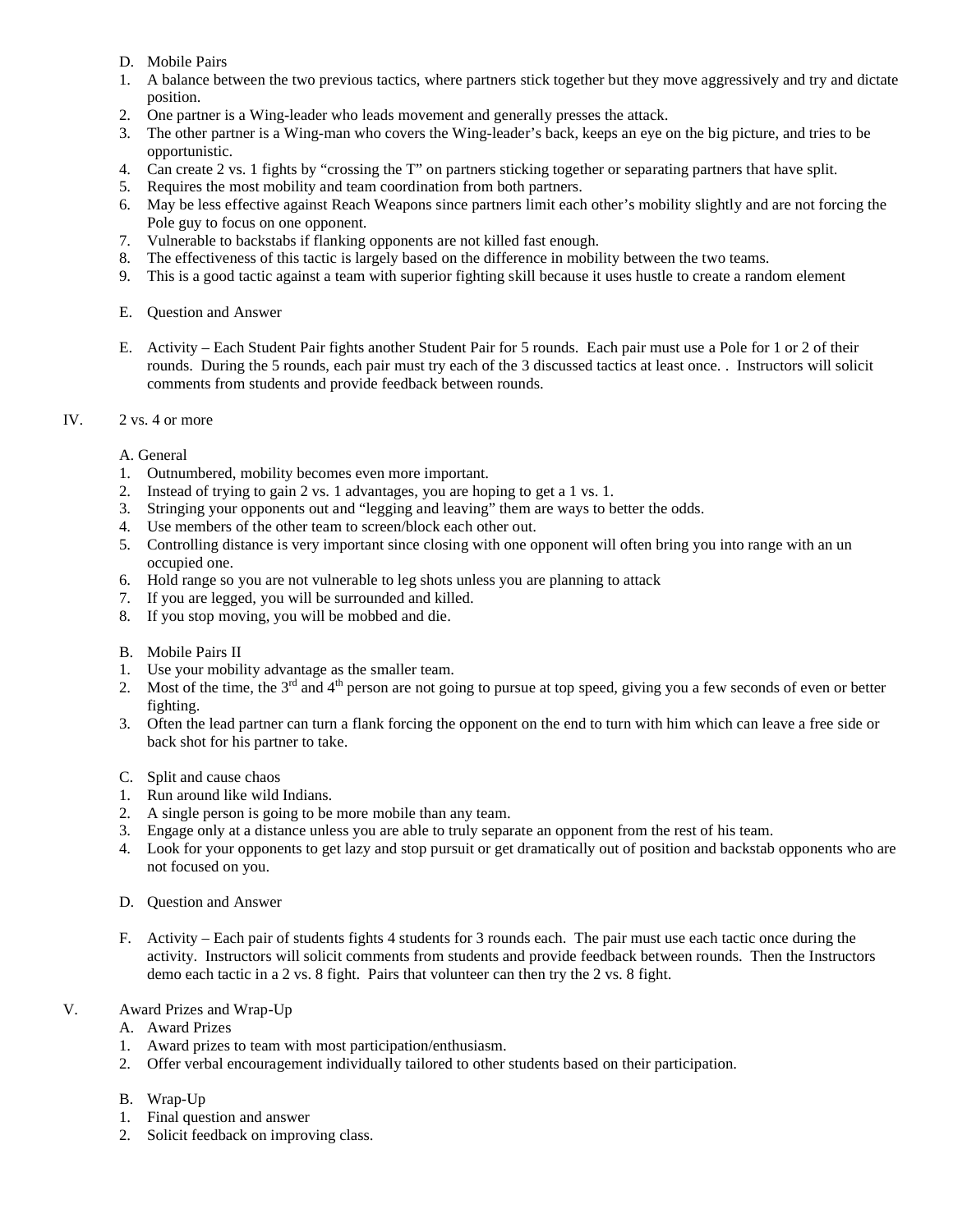D. Mobile Pairs

1. A balance between the two previous tactics, where partners stick together but they move aggressively and try and dictate position.
2. One partner is a Wing-leader who leads movement and generally presses the attack.
3. The other partner is a Wing-man who covers the Wing-leader's back, keeps an eye on the big picture, and tries to be opportunistic.
4. Can create 2 vs. 1 fights by "crossing the T" on partners sticking together or separating partners that have split.
5. Requires the most mobility and team coordination from both partners.
6. May be less effective against Reach Weapons since partners limit each other's mobility slightly and are not forcing the Pole guy to focus on one opponent.
7. Vulnerable to backstabs if flanking opponents are not killed fast enough.
8. The effectiveness of this tactic is largely based on the difference in mobility between the two teams.
9. This is a good tactic against a team with superior fighting skill because it uses hustle to create a random element

E. Question and Answer

E. Activity – Each Student Pair fights another Student Pair for 5 rounds. Each pair must use a Pole for 1 or 2 of their rounds. During the 5 rounds, each pair must try each of the 3 discussed tactics at least once. . Instructors will solicit comments from students and provide feedback between rounds.

IV. 2 vs. 4 or more

A. General

1. Outnumbered, mobility becomes even more important.
2. Instead of trying to gain 2 vs. 1 advantages, you are hoping to get a 1 vs. 1.
3. Stringing your opponents out and "legging and leaving" them are ways to better the odds.
4. Use members of the other team to screen/block each other out.
5. Controlling distance is very important since closing with one opponent will often bring you into range with an un occupied one.
6. Hold range so you are not vulnerable to leg shots unless you are planning to attack
7. If you are legged, you will be surrounded and killed.
8. If you stop moving, you will be mobbed and die.

B. Mobile Pairs II

1. Use your mobility advantage as the smaller team.
2. Most of the time, the 3rd and 4th person are not going to pursue at top speed, giving you a few seconds of even or better fighting.
3. Often the lead partner can turn a flank forcing the opponent on the end to turn with him which can leave a free side or back shot for his partner to take.

C. Split and cause chaos

1. Run around like wild Indians.
2. A single person is going to be more mobile than any team.
3. Engage only at a distance unless you are able to truly separate an opponent from the rest of his team.
4. Look for your opponents to get lazy and stop pursuit or get dramatically out of position and backstab opponents who are not focused on you.

D. Question and Answer

F. Activity – Each pair of students fights 4 students for 3 rounds each. The pair must use each tactic once during the activity. Instructors will solicit comments from students and provide feedback between rounds. Then the Instructors demo each tactic in a 2 vs. 8 fight. Pairs that volunteer can then try the 2 vs. 8 fight.

V. Award Prizes and Wrap-Up

A. Award Prizes

1. Award prizes to team with most participation/enthusiasm.
2. Offer verbal encouragement individually tailored to other students based on their participation.

B. Wrap-Up

1. Final question and answer
2. Solicit feedback on improving class.